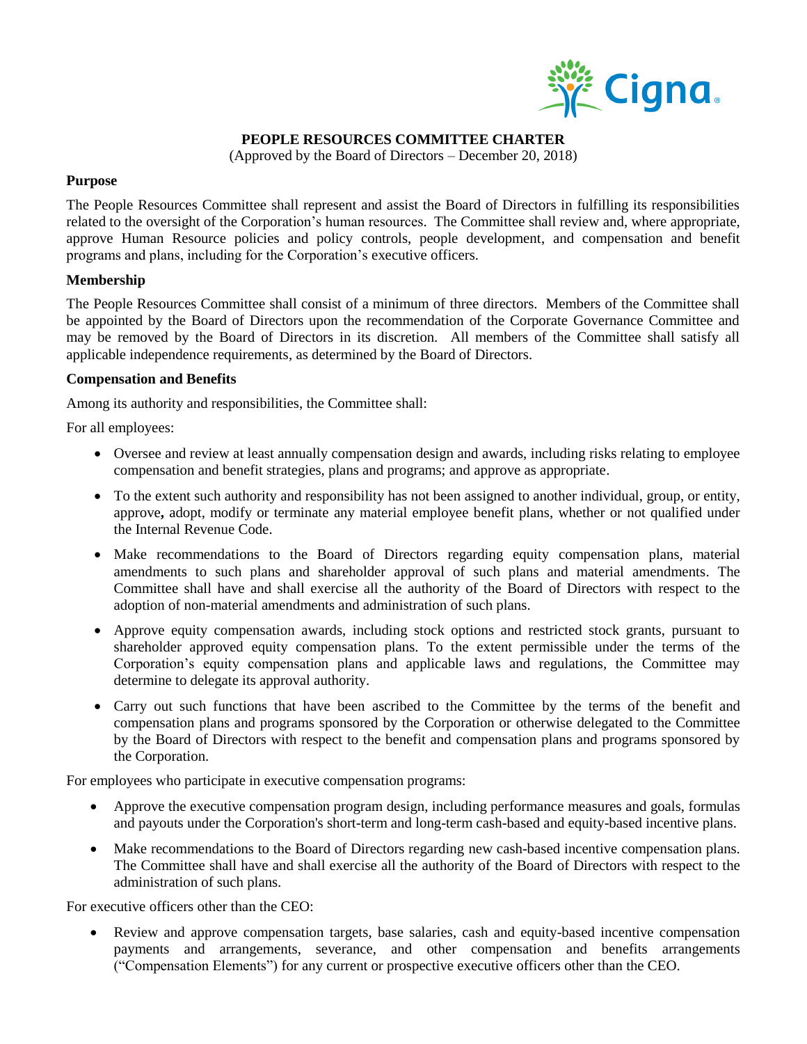# PEOPLE RESOURCES COMMITTEE CHARTER

(Approved by the Board of Directors – December 20, 2018)

## Purpose

The People Resources Committee shall represent and assist the Board of Directors in fulfilling its responsibilities related to the oversight of the Corporation's human resources. The Committee shall review and, where appropriate, approve Human Resource policies and policy controls, people development, and compensation and benefit programs and plans, including for the Corporation's executive officers.

## Membership

The People Resources Committee shall consist of a minimum of three directors. Members of the Committee shall be appointed by the Board of Directors upon the recommendation of the Corporate Governance Committee and may be removed by the Board of Directors in its discretion. All members of the Committee shall satisfy all applicable independence requirements, as determined by the Board of Directors.

## Compensation and Benefits

Among its authority and responsibilities, the Committee shall:

For all employees:

- Oversee and review at least annually compensation design and awards, including risks relating to employee compensation and benefit strategies, plans and programs; and approve as appropriate.
- To the extent such authority and responsibility has not been assigned to another individual, group, or entity, approve**,** adopt, modify or terminate any material employee benefit plans, whether or not qualified under the Internal Revenue Code.
- Make recommendations to the Board of Directors regarding equity compensation plans, material amendments to such plans and shareholder approval of such plans and material amendments. The Committee shall have and shall exercise all the authority of the Board of Directors with respect to the adoption of non-material amendments and administration of such plans.
- Approve equity compensation awards, including stock options and restricted stock grants, pursuant to shareholder approved equity compensation plans. To the extent permissible under the terms of the Corporation's equity compensation plans and applicable laws and regulations, the Committee may determine to delegate its approval authority.
- Carry out such functions that have been ascribed to the Committee by the terms of the benefit and compensation plans and programs sponsored by the Corporation or otherwise delegated to the Committee by the Board of Directors with respect to the benefit and compensation plans and programs sponsored by the Corporation.

For employees who participate in executive compensation programs:

- Approve the executive compensation program design, including performance measures and goals, formulas and payouts under the Corporation's short-term and long-term cash-based and equity-based incentive plans.
- Make recommendations to the Board of Directors regarding new cash-based incentive compensation plans. The Committee shall have and shall exercise all the authority of the Board of Directors with respect to the administration of such plans.

For executive officers other than the CEO:

- Review and approve compensation targets, base salaries, cash and equity-based incentive compensation payments and arrangements, severance, and other compensation and benefits arrangements ("Compensation Elements") for any current or prospective executive officers other than the CEO.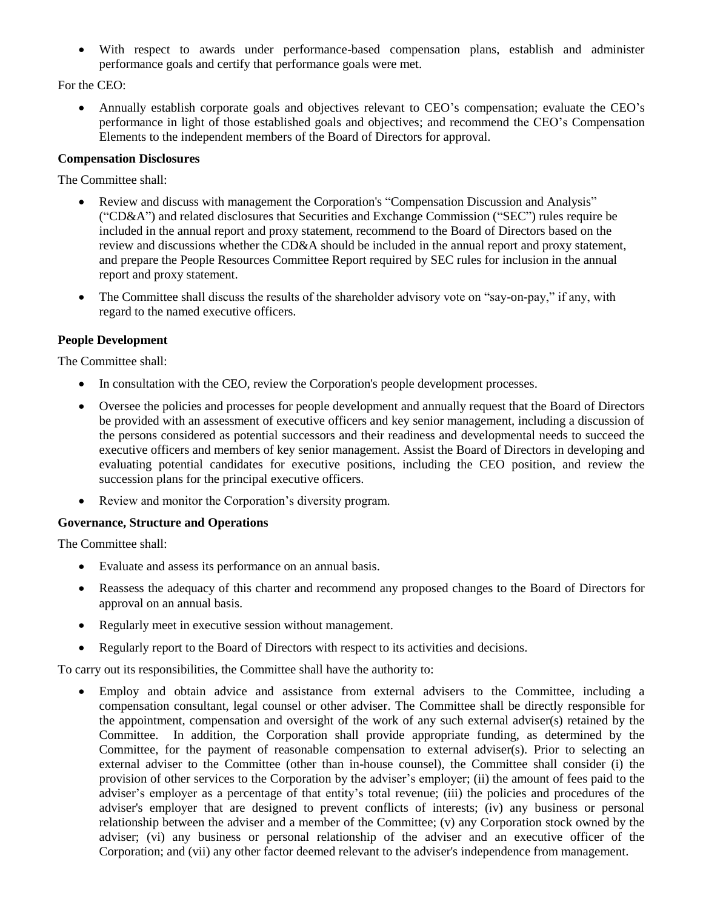- With respect to awards under performance-based compensation plans, establish and administer performance goals and certify that performance goals were met.

For the CEO:

- Annually establish corporate goals and objectives relevant to CEO's compensation; evaluate the CEO's performance in light of those established goals and objectives; and recommend the CEO's Compensation Elements to the independent members of the Board of Directors for approval.

**Compensation Disclosures**

The Committee shall:

- Review and discuss with management the Corporation's "Compensation Discussion and Analysis" ("CD&A") and related disclosures that Securities and Exchange Commission ("SEC") rules require be included in the annual report and proxy statement, recommend to the Board of Directors based on the review and discussions whether the CD&A should be included in the annual report and proxy statement, and prepare the People Resources Committee Report required by SEC rules for inclusion in the annual report and proxy statement.
- The Committee shall discuss the results of the shareholder advisory vote on "say-on-pay," if any, with regard to the named executive officers.

**People Development**

The Committee shall:

- In consultation with the CEO, review the Corporation's people development processes.
- Oversee the policies and processes for people development and annually request that the Board of Directors be provided with an assessment of executive officers and key senior management, including a discussion of the persons considered as potential successors and their readiness and developmental needs to succeed the executive officers and members of key senior management. Assist the Board of Directors in developing and evaluating potential candidates for executive positions, including the CEO position, and review the succession plans for the principal executive officers.
- Review and monitor the Corporation's diversity program.

**Governance, Structure and Operations**

The Committee shall:

- Evaluate and assess its performance on an annual basis.
- Reassess the adequacy of this charter and recommend any proposed changes to the Board of Directors for approval on an annual basis.
- Regularly meet in executive session without management.
- Regularly report to the Board of Directors with respect to its activities and decisions.

To carry out its responsibilities, the Committee shall have the authority to:

- Employ and obtain advice and assistance from external advisers to the Committee, including a compensation consultant, legal counsel or other adviser. The Committee shall be directly responsible for the appointment, compensation and oversight of the work of any such external adviser(s) retained by the Committee. In addition, the Corporation shall provide appropriate funding, as determined by the Committee, for the payment of reasonable compensation to external adviser(s). Prior to selecting an external adviser to the Committee (other than in-house counsel), the Committee shall consider (i) the provision of other services to the Corporation by the adviser's employer; (ii) the amount of fees paid to the adviser's employer as a percentage of that entity's total revenue; (iii) the policies and procedures of the adviser's employer that are designed to prevent conflicts of interests; (iv) any business or personal relationship between the adviser and a member of the Committee; (v) any Corporation stock owned by the adviser; (vi) any business or personal relationship of the adviser and an executive officer of the Corporation; and (vii) any other factor deemed relevant to the adviser's independence from management.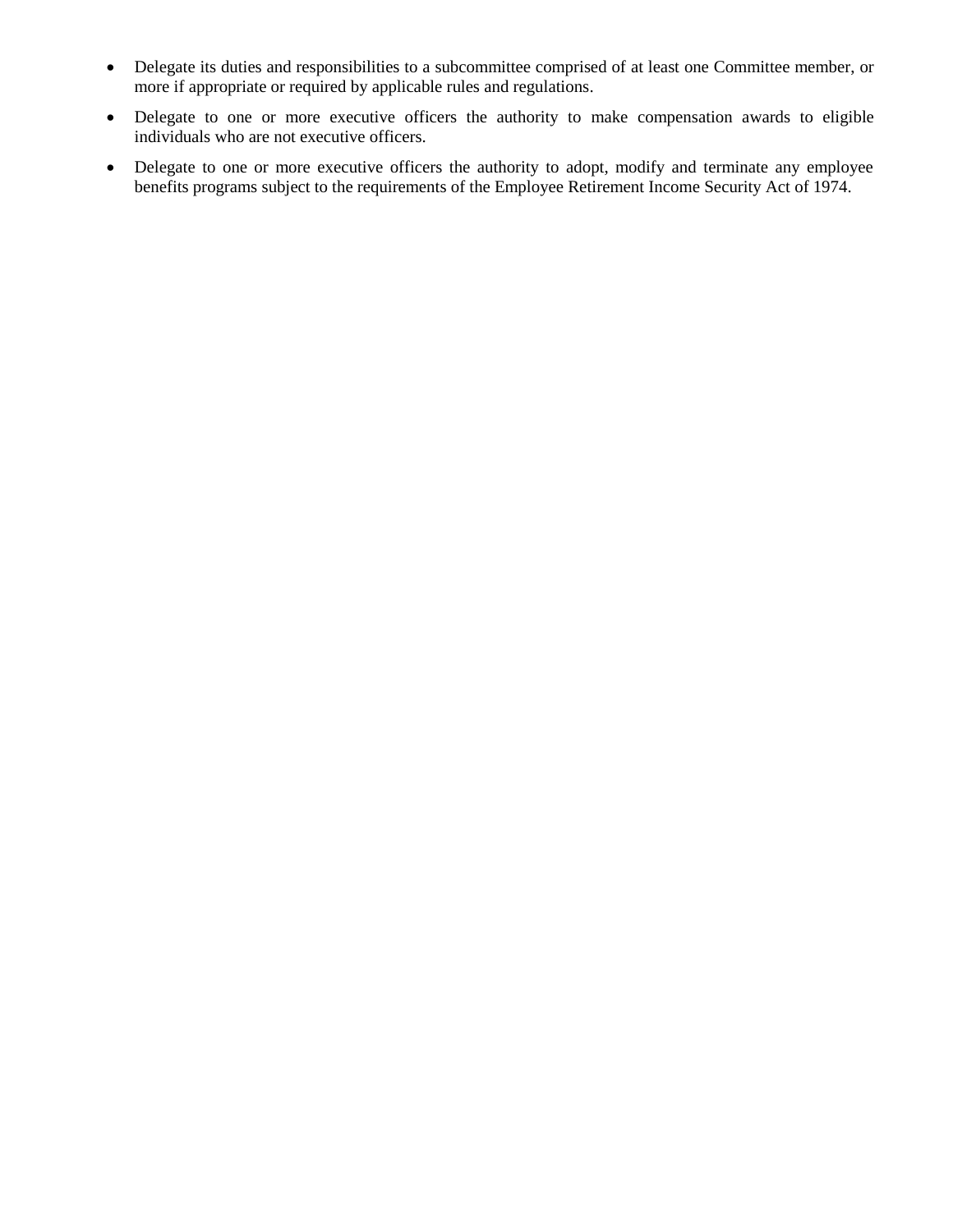- Delegate its duties and responsibilities to a subcommittee comprised of at least one Committee member, or more if appropriate or required by applicable rules and regulations.
- Delegate to one or more executive officers the authority to make compensation awards to eligible individuals who are not executive officers.
- Delegate to one or more executive officers the authority to adopt, modify and terminate any employee benefits programs subject to the requirements of the Employee Retirement Income Security Act of 1974.